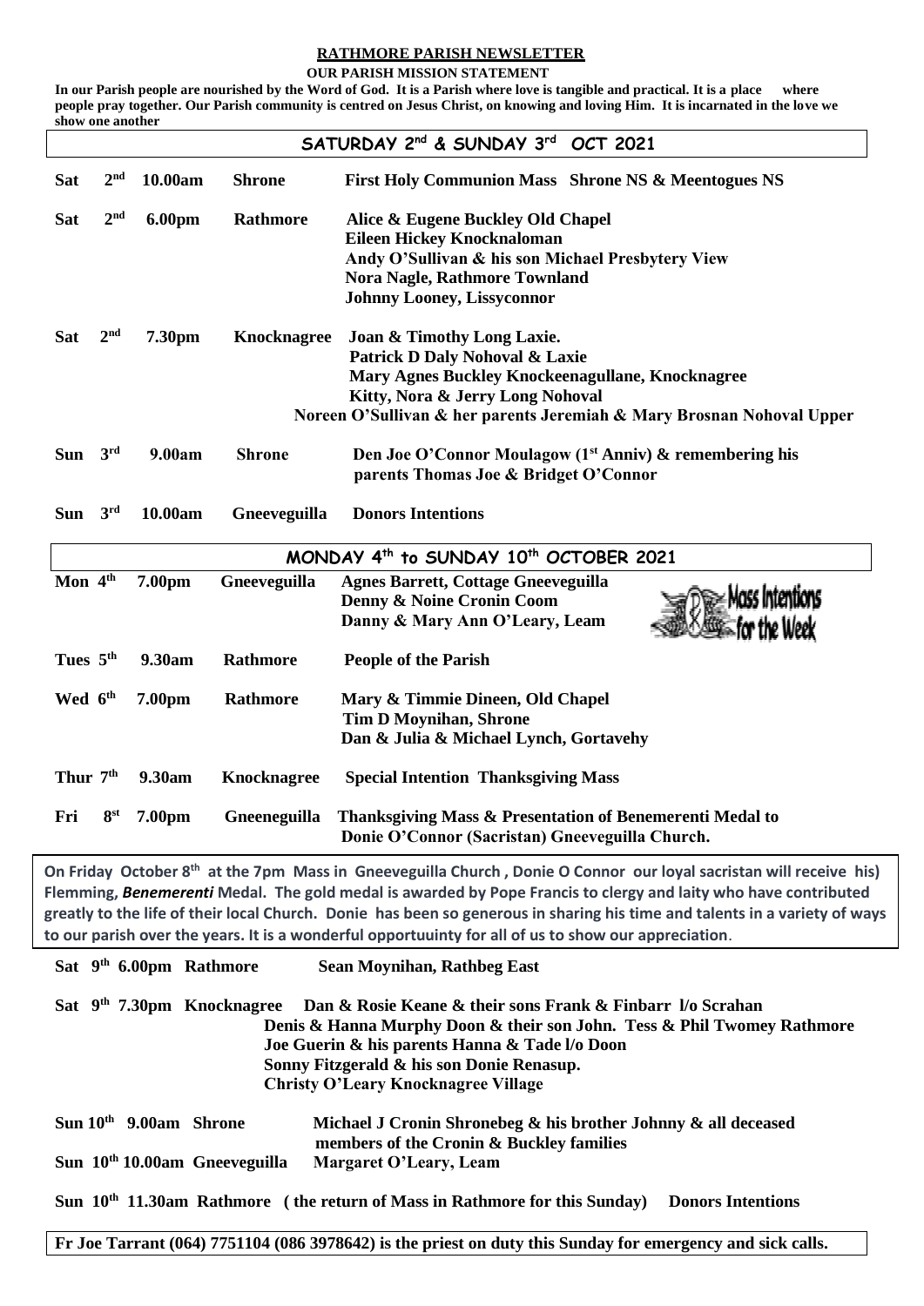# RATHMORE PARISH NEWSLETTER

**OUR PARISH MISSION STATEMENT**

**In our Parish people are nourished by the Word of God. It is a Parish where love is tangible and practical. It is a place where people pray together. Our Parish community is centred on Jesus Christ, on knowing and loving Him. It is incarnated in the love we show one another**

## SATURDAY 2nd & SUNDAY 3rd OCT 2021

| | | | | |
|---|---|---|---|---|
| **Sat 2nd** | **10.00am** | **Shrone** | **First Holy Communion Mass Shrone NS & Meentogues NS** | |
| **Sat 2nd** | **6.00pm** | **Rathmore** | **Alice & Eugene Buckley Old Chapel**<br>**Eileen Hickey Knocknaloman**<br>**Andy O'Sullivan & his son Michael Presbytery View**<br>**Nora Nagle, Rathmore Townland**<br>**Johnny Looney, Lissyconnor** | |
| **Sat 2nd** | **7.30pm** | **Knocknagree** | **Joan & Timothy Long Laxie.**<br>**Patrick D Daly Nohoval & Laxie**<br>**Mary Agnes Buckley Knockeenagullane, Knocknagree**<br>**Kitty, Nora & Jerry Long Nohoval**<br>**Noreen O'Sullivan & her parents Jeremiah & Mary Brosnan Nohoval Upper** | |
| **Sun 3rd** | **9.00am** | **Shrone** | **Den Joe O'Connor Moulagow (1st Anniv) & remembering his parents Thomas Joe & Bridget O'Connor** | |
| **Sun 3rd** | **10.00am** | **Gneeveguilla** | **Donors Intentions** | |

## MONDAY 4th to SUNDAY 10th OCTOBER 2021

Mass Intentions for the Week

| | | | |
|---|---|---|---|
| **Mon 4th** | **7.00pm** | **Gneeveguilla** | **Agnes Barrett, Cottage Gneeveguilla**<br>**Denny & Noine Cronin Coom**<br>**Danny & Mary Ann O'Leary, Leam** |
| **Tues 5th** | **9.30am** | **Rathmore** | **People of the Parish** |
| **Wed 6th** | **7.00pm** | **Rathmore** | **Mary & Timmie Dineen, Old Chapel**<br>**Tim D Moynihan, Shrone**<br>**Dan & Julia & Michael Lynch, Gortavehy** |
| **Thur 7th** | **9.30am** | **Knocknagree** | **Special Intention Thanksgiving Mass** |
| **Fri 8st** | **7.00pm** | **Gneeneguilla** | **Thanksgiving Mass & Presentation of Benemerenti Medal to Donie O'Connor (Sacristan) Gneeveguilla Church.** |

**On Friday October 8th at the 7pm Mass in Gneeveguilla Church , Donie O Connor our loyal sacristan will receive his) Flemming, *Benemerenti* Medal. The gold medal is awarded by Pope Francis to clergy and laity who have contributed greatly to the life of their local Church. Donie has been so generous in sharing his time and talents in a variety of ways to our parish over the years. It is a wonderful opportuuinty for all of us to show our appreciation**.

**Sat 9th 6.00pm Rathmore** — **Sean Moynihan, Rathbeg East**

**Sat 9th 7.30pm Knocknagree** — **Dan & Rosie Keane & their sons Frank & Finbarr l/o Scrahan**
**Denis & Hanna Murphy Doon & their son John. Tess & Phil Twomey Rathmore**
**Joe Guerin & his parents Hanna & Tade l/o Doon**
**Sonny Fitzgerald & his son Donie Renasup.**
**Christy O'Leary Knocknagree Village**

**Sun 10th 9.00am Shrone** — **Michael J Cronin Shronebeg & his brother Johnny & all deceased members of the Cronin & Buckley families**

**Sun 10th 10.00am Gneeveguilla** — **Margaret O'Leary, Leam**

**Sun 10th 11.30am Rathmore ( the return of Mass in Rathmore for this Sunday)** — **Donors Intentions**

**Fr Joe Tarrant (064) 7751104 (086 3978642) is the priest on duty this Sunday for emergency and sick calls.**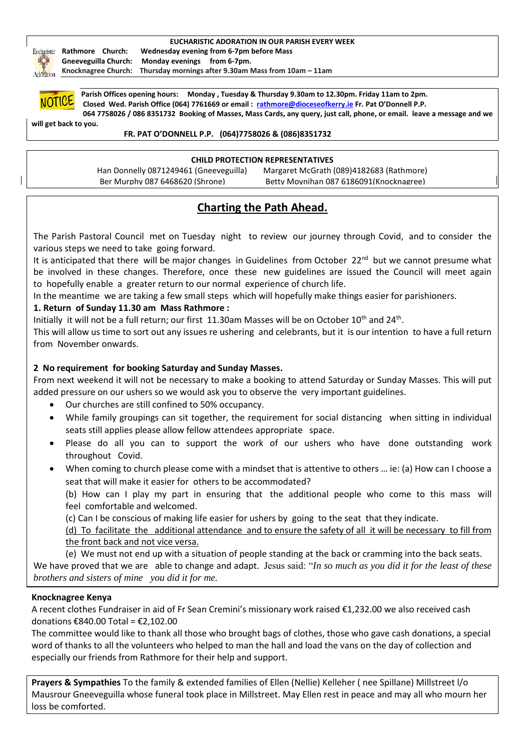**EUCHARISTIC ADORATION IN OUR PARISH EVERY WEEK**

Eucharistic Adoration

**Rathmore Church:** **Wednesday evening from 6-7pm before Mass**
**Gneeveguilla Church:** **Monday evenings from 6-7pm.**
**Knocknagree Church:** **Thursday mornings after 9.30am Mass from 10am – 11am**

NOTICE

**Parish Offices opening hours: Monday , Tuesday & Thursday 9.30am to 12.30pm. Friday 11am to 2pm. Closed Wed. Parish Office (064) 7761669 or email : rathmore@dioceseofkerry.ie Fr. Pat O'Donnell P.P. 064 7758026 / 086 8351732 Booking of Masses, Mass Cards, any query, just call, phone, or email. leave a message and we will get back to you.**

**FR. PAT O'DONNELL P.P. (064)7758026 & (086)8351732**

**CHILD PROTECTION REPRESENTATIVES**

Han Donnelly 0871249461 (Gneeveguilla) Margaret McGrath (089)4182683 (Rathmore)
Ber Murphy 087 6468620 (Shrone) Betty Moynihan 087 6186091(Knocknagree)

## Charting the Path Ahead.

The Parish Pastoral Council met on Tuesday night to review our journey through Covid, and to consider the various steps we need to take going forward.

It is anticipated that there will be major changes in Guidelines from October 22nd but we cannot presume what be involved in these changes. Therefore, once these new guidelines are issued the Council will meet again to hopefully enable a greater return to our normal experience of church life.

In the meantime we are taking a few small steps which will hopefully make things easier for parishioners.

**1. Return of Sunday 11.30 am Mass Rathmore :**

Initially it will not be a full return; our first 11.30am Masses will be on October 10th and 24th.

This will allow us time to sort out any issues re ushering and celebrants, but it is our intention to have a full return from November onwards.

**2 No requirement for booking Saturday and Sunday Masses.**

From next weekend it will not be necessary to make a booking to attend Saturday or Sunday Masses. This will put added pressure on our ushers so we would ask you to observe the very important guidelines.

- Our churches are still confined to 50% occupancy.
- While family groupings can sit together, the requirement for social distancing when sitting in individual seats still applies please allow fellow attendees appropriate space.
- Please do all you can to support the work of our ushers who have done outstanding work throughout Covid.
- When coming to church please come with a mindset that is attentive to others … ie: (a) How can I choose a seat that will make it easier for others to be accommodated?

  (b) How can I play my part in ensuring that the additional people who come to this mass will feel comfortable and welcomed.

  (c) Can I be conscious of making life easier for ushers by going to the seat that they indicate.

  <u>(d) To facilitate the additional attendance and to ensure the safety of all it will be necessary to fill from the front back and not vice versa.</u>

  (e) We must not end up with a situation of people standing at the back or cramming into the back seats.

We have proved that we are able to change and adapt. Jesus said: "*In so much as you did it for the least of these brothers and sisters of mine you did it for me.*

**Knocknagree Kenya**

A recent clothes Fundraiser in aid of Fr Sean Cremini's missionary work raised €1,232.00 we also received cash donations €840.00 Total = €2,102.00

The committee would like to thank all those who brought bags of clothes, those who gave cash donations, a special word of thanks to all the volunteers who helped to man the hall and load the vans on the day of collection and especially our friends from Rathmore for their help and support.

**Prayers & Sympathies** To the family & extended families of Ellen (Nellie) Kelleher ( nee Spillane) Millstreet l/o Mausrour Gneeveguilla whose funeral took place in Millstreet. May Ellen rest in peace and may all who mourn her loss be comforted.